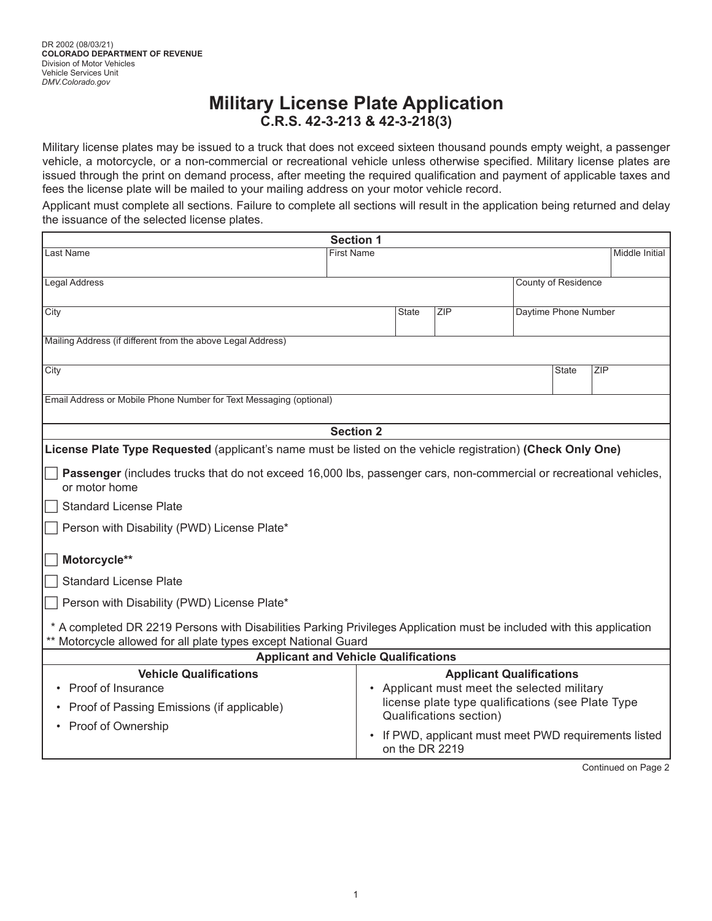DR 2002 (08/03/21)
**COLORADO DEPARTMENT OF REVENUE**
Division of Motor Vehicles
Vehicle Services Unit
*DMV.Colorado.gov*

# Military License Plate Application
## C.R.S. 42-3-213 & 42-3-218(3)

Military license plates may be issued to a truck that does not exceed sixteen thousand pounds empty weight, a passenger vehicle, a motorcycle, or a non-commercial or recreational vehicle unless otherwise specified. Military license plates are issued through the print on demand process, after meeting the required qualification and payment of applicable taxes and fees the license plate will be mailed to your mailing address on your motor vehicle record.

Applicant must complete all sections. Failure to complete all sections will result in the application being returned and delay the issuance of the selected license plates.

### Section 1

| Last Name | First Name | | | Middle Initial |
|---|---|---|---|---|
| Legal Address | | | County of Residence | |
| City | State | ZIP | Daytime Phone Number | |
| Mailing Address (if different from the above Legal Address) | | | | |
| City | | | State | ZIP |
| Email Address or Mobile Phone Number for Text Messaging (optional) | | | | |

### Section 2

**License Plate Type Requested** (applicant's name must be listed on the vehicle registration) **(Check Only One)**

☐ **Passenger** (includes trucks that do not exceed 16,000 lbs, passenger cars, non-commercial or recreational vehicles, or motor home

☐ Standard License Plate

☐ Person with Disability (PWD) License Plate*

☐ **Motorcycle****

☐ Standard License Plate

☐ Person with Disability (PWD) License Plate*

\* A completed DR 2219 Persons with Disabilities Parking Privileges Application must be included with this application
** Motorcycle allowed for all plate types except National Guard

### Applicant and Vehicle Qualifications

| Vehicle Qualifications | Applicant Qualifications |
|---|---|
| • Proof of Insurance<br>• Proof of Passing Emissions (if applicable)<br>• Proof of Ownership | • Applicant must meet the selected military license plate type qualifications (see Plate Type Qualifications section)<br>• If PWD, applicant must meet PWD requirements listed on the DR 2219 |

Continued on Page 2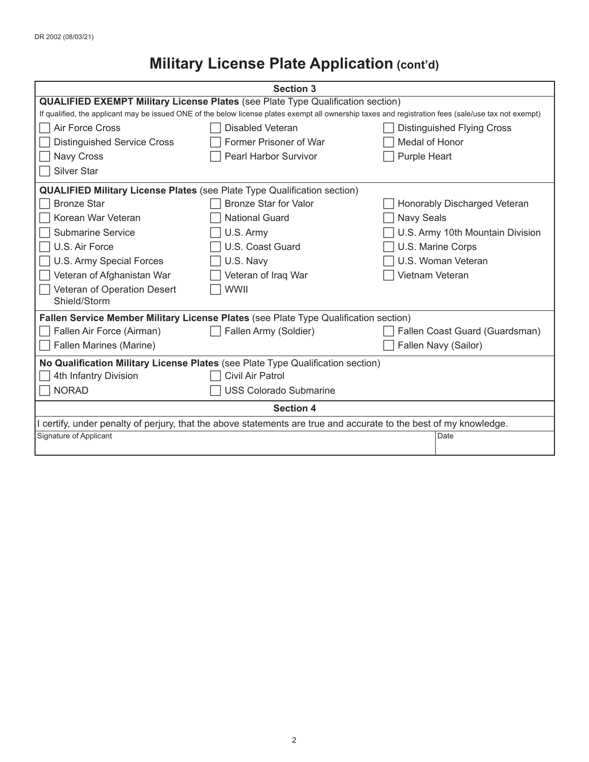DR 2002 (08/03/21)

# Military License Plate Application (cont'd)

## Section 3

**QUALIFIED EXEMPT Military License Plates** (see Plate Type Qualification section)

If qualified, the applicant may be issued ONE of the below license plates exempt all ownership taxes and registration fees (sale/use tax not exempt)

- ☐ Air Force Cross
- ☐ Disabled Veteran
- ☐ Distinguished Flying Cross
- ☐ Distinguished Service Cross
- ☐ Former Prisoner of War
- ☐ Medal of Honor
- ☐ Navy Cross
- ☐ Pearl Harbor Survivor
- ☐ Purple Heart
- ☐ Silver Star

**QUALIFIED Military License Plates** (see Plate Type Qualification section)

- ☐ Bronze Star
- ☐ Bronze Star for Valor
- ☐ Honorably Discharged Veteran
- ☐ Korean War Veteran
- ☐ National Guard
- ☐ Navy Seals
- ☐ Submarine Service
- ☐ U.S. Army
- ☐ U.S. Army 10th Mountain Division
- ☐ U.S. Air Force
- ☐ U.S. Coast Guard
- ☐ U.S. Marine Corps
- ☐ U.S. Army Special Forces
- ☐ U.S. Navy
- ☐ U.S. Woman Veteran
- ☐ Veteran of Afghanistan War
- ☐ Veteran of Iraq War
- ☐ Vietnam Veteran
- ☐ Veteran of Operation Desert Shield/Storm
- ☐ WWII

**Fallen Service Member Military License Plates** (see Plate Type Qualification section)

- ☐ Fallen Air Force (Airman)
- ☐ Fallen Army (Soldier)
- ☐ Fallen Coast Guard (Guardsman)
- ☐ Fallen Marines (Marine)
- ☐ Fallen Navy (Sailor)

**No Qualification Military License Plates** (see Plate Type Qualification section)

- ☐ 4th Infantry Division
- ☐ Civil Air Patrol
- ☐ NORAD
- ☐ USS Colorado Submarine

## Section 4

I certify, under penalty of perjury, that the above statements are true and accurate to the best of my knowledge.

| Signature of Applicant | Date |
|---|---|
| | |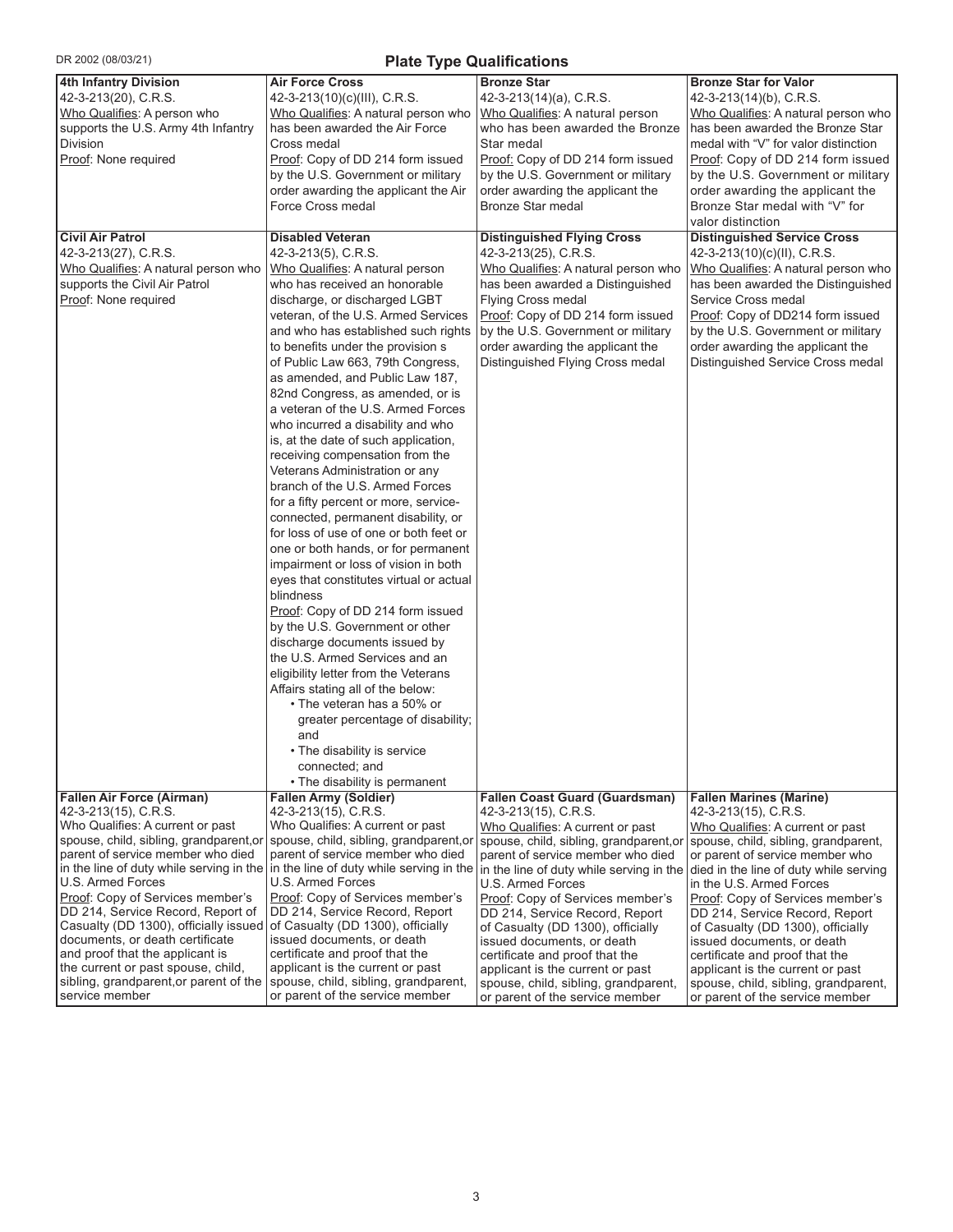## Plate Type Qualifications

| 4th Infantry Division | Air Force Cross | Bronze Star | Bronze Star for Valor |
|---|---|---|---|
| 42-3-213(20), C.R.S.<br>Who Qualifies: A person who supports the U.S. Army 4th Infantry Division<br>Proof: None required | 42-3-213(10)(c)(III), C.R.S.<br>Who Qualifies: A natural person who has been awarded the Air Force Cross medal<br>Proof: Copy of DD 214 form issued by the U.S. Government or military order awarding the applicant the Air Force Cross medal | 42-3-213(14)(a), C.R.S.<br>Who Qualifies: A natural person who has been awarded the Bronze Star medal<br>Proof: Copy of DD 214 form issued by the U.S. Government or military order awarding the applicant the Bronze Star medal | 42-3-213(14)(b), C.R.S.<br>Who Qualifies: A natural person who has been awarded the Bronze Star medal with "V" for valor distinction<br>Proof: Copy of DD 214 form issued by the U.S. Government or military order awarding the applicant the Bronze Star medal with "V" for valor distinction |
| **Civil Air Patrol** | **Disabled Veteran** | **Distinguished Flying Cross** | **Distinguished Service Cross** |
| 42-3-213(27), C.R.S.<br>Who Qualifies: A natural person who supports the Civil Air Patrol<br>Proof: None required | 42-3-213(5), C.R.S.<br>Who Qualifies: A natural person who has received an honorable discharge, or discharged LGBT veteran, of the U.S. Armed Services and who has established such rights to benefits under the provision s of Public Law 663, 79th Congress, as amended, and Public Law 187, 82nd Congress, as amended, or is a veteran of the U.S. Armed Forces who incurred a disability and who is, at the date of such application, receiving compensation from the Veterans Administration or any branch of the U.S. Armed Forces for a fifty percent or more, service-connected, permanent disability, or for loss of use of one or both feet or one or both hands, or for permanent impairment or loss of vision in both eyes that constitutes virtual or actual blindness<br>Proof: Copy of DD 214 form issued by the U.S. Government or other discharge documents issued by the U.S. Armed Services and an eligibility letter from the Veterans Affairs stating all of the below:<br>• The veteran has a 50% or greater percentage of disability; and<br>• The disability is service connected; and<br>• The disability is permanent | 42-3-213(25), C.R.S.<br>Who Qualifies: A natural person who has been awarded a Distinguished Flying Cross medal<br>Proof: Copy of DD 214 form issued by the U.S. Government or military order awarding the applicant the Distinguished Flying Cross medal | 42-3-213(10)(c)(II), C.R.S.<br>Who Qualifies: A natural person who has been awarded the Distinguished Service Cross medal<br>Proof: Copy of DD214 form issued by the U.S. Government or military order awarding the applicant the Distinguished Service Cross medal |
| **Fallen Air Force (Airman)** | **Fallen Army (Soldier)** | **Fallen Coast Guard (Guardsman)** | **Fallen Marines (Marine)** |
| 42-3-213(15), C.R.S.<br>Who Qualifies: A current or past spouse, child, sibling, grandparent,or parent of service member who died in the line of duty while serving in the U.S. Armed Forces<br>Proof: Copy of Services member's DD 214, Service Record, Report of Casualty (DD 1300), officially issued documents, or death certificate and proof that the applicant is the current or past spouse, child, sibling, grandparent,or parent of the service member | 42-3-213(15), C.R.S.<br>Who Qualifies: A current or past spouse, child, sibling, grandparent,or parent of service member who died in the line of duty while serving in the U.S. Armed Forces<br>Proof: Copy of Services member's DD 214, Service Record, Report of Casualty (DD 1300), officially issued documents, or death certificate and proof that the applicant is the current or past spouse, child, sibling, grandparent, or parent of the service member | 42-3-213(15), C.R.S.<br>Who Qualifies: A current or past spouse, child, sibling, grandparent,or parent of service member who died in the line of duty while serving in the U.S. Armed Forces<br>Proof: Copy of Services member's DD 214, Service Record, Report of Casualty (DD 1300), officially issued documents, or death certificate and proof that the applicant is the current or past spouse, child, sibling, grandparent, or parent of the service member | 42-3-213(15), C.R.S.<br>Who Qualifies: A current or past spouse, child, sibling, grandparent, or parent of service member who died in the line of duty while serving in the U.S. Armed Forces<br>Proof: Copy of Services member's DD 214, Service Record, Report of Casualty (DD 1300), officially issued documents, or death certificate and proof that the applicant is the current or past spouse, child, sibling, grandparent, or parent of the service member |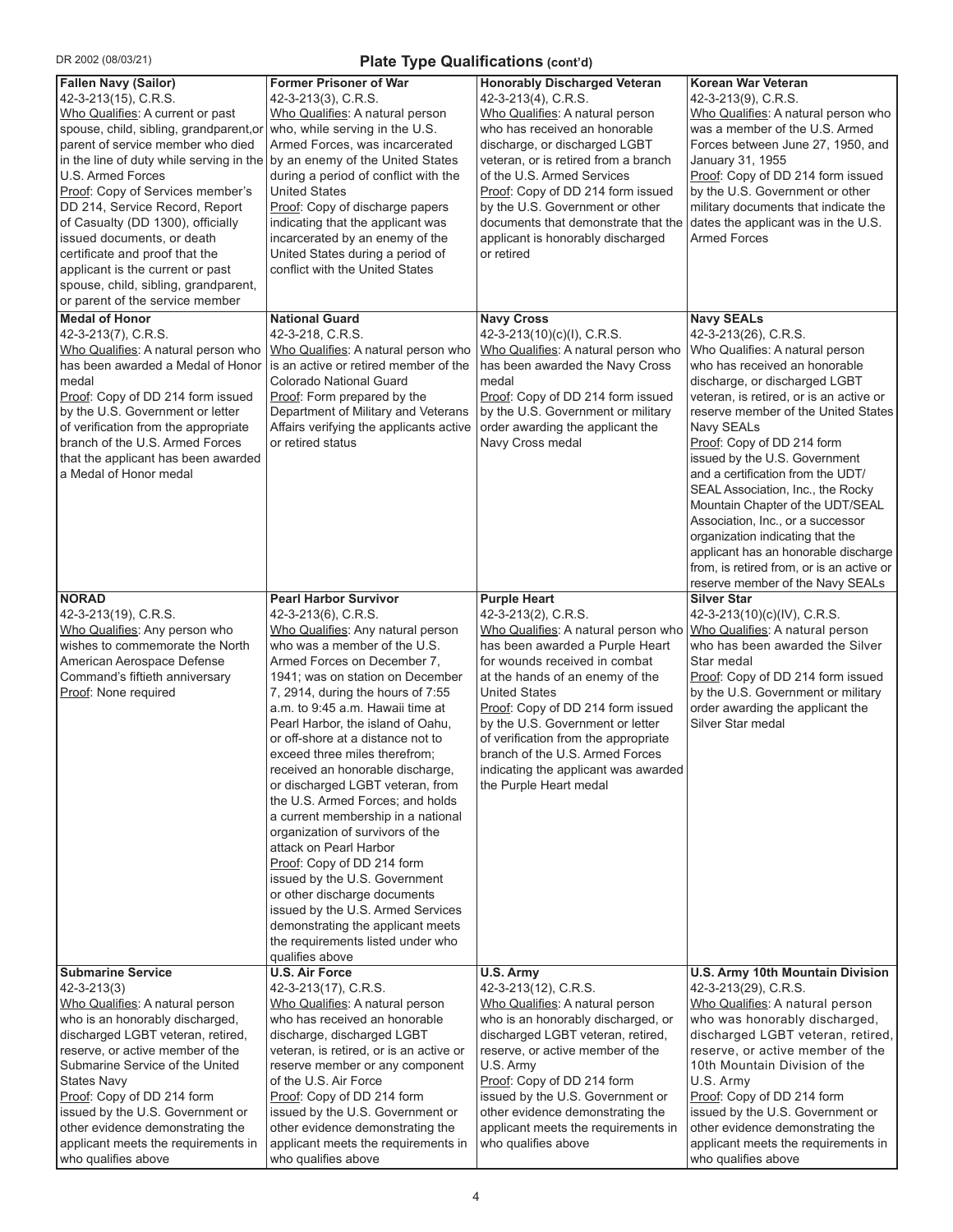## Plate Type Qualifications (cont'd)

| | | | |
|---|---|---|---|
| **Fallen Navy (Sailor)**<br>42-3-213(15), C.R.S.<br>Who Qualifies: A current or past spouse, child, sibling, grandparent,or parent of service member who died in the line of duty while serving in the U.S. Armed Forces<br>Proof: Copy of Services member's DD 214, Service Record, Report of Casualty (DD 1300), officially issued documents, or death certificate and proof that the applicant is the current or past spouse, child, sibling, grandparent, or parent of the service member | **Former Prisoner of War**<br>42-3-213(3), C.R.S.<br>Who Qualifies: A natural person who, while serving in the U.S. Armed Forces, was incarcerated by an enemy of the United States during a period of conflict with the United States<br>Proof: Copy of discharge papers indicating that the applicant was incarcerated by an enemy of the United States during a period of conflict with the United States | **Honorably Discharged Veteran**<br>42-3-213(4), C.R.S.<br>Who Qualifies: A natural person who has received an honorable discharge, or discharged LGBT veteran, or is retired from a branch of the U.S. Armed Services<br>Proof: Copy of DD 214 form issued by the U.S. Government or other documents that demonstrate that the applicant is honorably discharged or retired | **Korean War Veteran**<br>42-3-213(9), C.R.S.<br>Who Qualifies: A natural person who was a member of the U.S. Armed Forces between June 27, 1950, and January 31, 1955<br>Proof: Copy of DD 214 form issued by the U.S. Government or other military documents that indicate the dates the applicant was in the U.S. Armed Forces |
| **Medal of Honor**<br>42-3-213(7), C.R.S.<br>Who Qualifies: A natural person who has been awarded a Medal of Honor medal<br>Proof: Copy of DD 214 form issued by the U.S. Government or letter of verification from the appropriate branch of the U.S. Armed Forces that the applicant has been awarded a Medal of Honor medal | **National Guard**<br>42-3-218, C.R.S.<br>Who Qualifies: A natural person who is an active or retired member of the Colorado National Guard<br>Proof: Form prepared by the Department of Military and Veterans Affairs verifying the applicants active or retired status | **Navy Cross**<br>42-3-213(10)(c)(I), C.R.S.<br>Who Qualifies: A natural person who has been awarded the Navy Cross medal<br>Proof: Copy of DD 214 form issued by the U.S. Government or military order awarding the applicant the Navy Cross medal | **Navy SEALs**<br>42-3-213(26), C.R.S.<br>Who Qualifies: A natural person who has received an honorable discharge, or discharged LGBT veteran, is retired, or is an active or reserve member of the United States Navy SEALs<br>Proof: Copy of DD 214 form issued by the U.S. Government and a certification from the UDT/SEAL Association, Inc., the Rocky Mountain Chapter of the UDT/SEAL Association, Inc., or a successor organization indicating that the applicant has an honorable discharge from, is retired from, or is an active or reserve member of the Navy SEALs |
| **NORAD**<br>42-3-213(19), C.R.S.<br>Who Qualifies: Any person who wishes to commemorate the North American Aerospace Defense Command's fiftieth anniversary<br>Proof: None required | **Pearl Harbor Survivor**<br>42-3-213(6), C.R.S.<br>Who Qualifies: Any natural person who was a member of the U.S. Armed Forces on December 7, 1941; was on station on December 7, 2914, during the hours of 7:55 a.m. to 9:45 a.m. Hawaii time at Pearl Harbor, the island of Oahu, or off-shore at a distance not to exceed three miles therefrom; received an honorable discharge, or discharged LGBT veteran, from the U.S. Armed Forces; and holds a current membership in a national organization of survivors of the attack on Pearl Harbor<br>Proof: Copy of DD 214 form issued by the U.S. Government or other discharge documents issued by the U.S. Armed Services demonstrating the applicant meets the requirements listed under who qualifies above | **Purple Heart**<br>42-3-213(2), C.R.S.<br>Who Qualifies: A natural person who has been awarded a Purple Heart for wounds received in combat at the hands of an enemy of the United States<br>Proof: Copy of DD 214 form issued by the U.S. Government or letter of verification from the appropriate branch of the U.S. Armed Forces indicating the applicant was awarded the Purple Heart medal | **Silver Star**<br>42-3-213(10)(c)(IV), C.R.S.<br>Who Qualifies: A natural person who has been awarded the Silver Star medal<br>Proof: Copy of DD 214 form issued by the U.S. Government or military order awarding the applicant the Silver Star medal |
| **Submarine Service**<br>42-3-213(3)<br>Who Qualifies: A natural person who is an honorably discharged, discharged LGBT veteran, retired, reserve, or active member of the Submarine Service of the United States Navy<br>Proof: Copy of DD 214 form issued by the U.S. Government or other evidence demonstrating the applicant meets the requirements in who qualifies above | **U.S. Air Force**<br>42-3-213(17), C.R.S.<br>Who Qualifies: A natural person who has received an honorable discharge, discharged LGBT veteran, is retired, or is an active or reserve member or any component of the U.S. Air Force<br>Proof: Copy of DD 214 form issued by the U.S. Government or other evidence demonstrating the applicant meets the requirements in who qualifies above | **U.S. Army**<br>42-3-213(12), C.R.S.<br>Who Qualifies: A natural person who is an honorably discharged, or discharged LGBT veteran, retired, reserve, or active member of the U.S. Army<br>Proof: Copy of DD 214 form issued by the U.S. Government or other evidence demonstrating the applicant meets the requirements in who qualifies above | **U.S. Army 10th Mountain Division**<br>42-3-213(29), C.R.S.<br>Who Qualifies: A natural person who was honorably discharged, discharged LGBT veteran, retired, reserve, or active member of the 10th Mountain Division of the U.S. Army<br>Proof: Copy of DD 214 form issued by the U.S. Government or other evidence demonstrating the applicant meets the requirements in who qualifies above |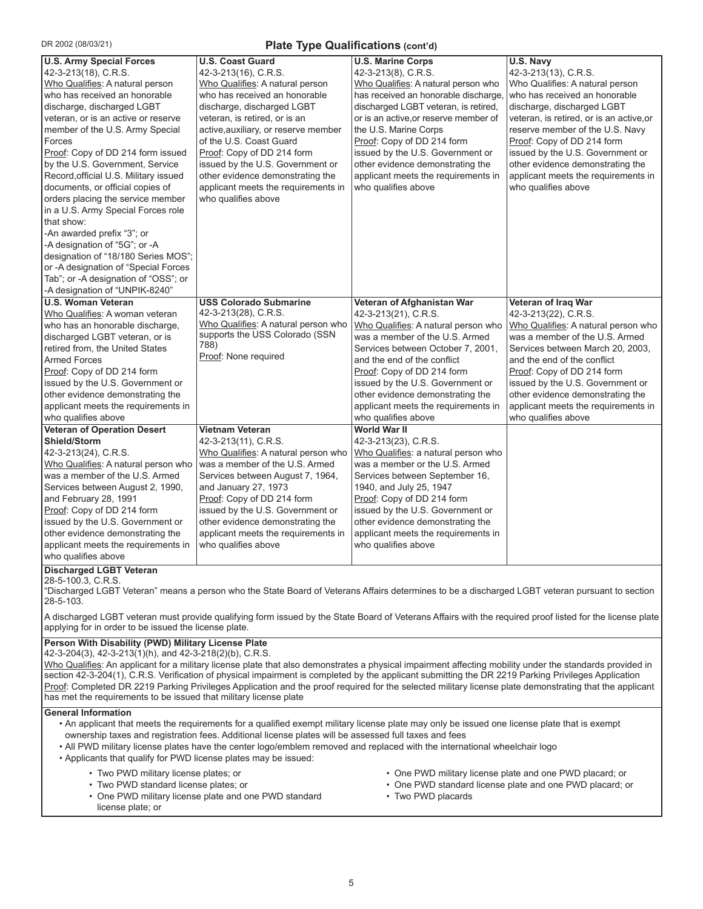## Plate Type Qualifications (cont'd)

| | | | |
|---|---|---|---|
| **U.S. Army Special Forces**<br>42-3-213(18), C.R.S.<br>Who Qualifies: A natural person who has received an honorable discharge, discharged LGBT veteran, or is an active or reserve member of the U.S. Army Special Forces<br>Proof: Copy of DD 214 form issued by the U.S. Government, Service Record,official U.S. Military issued documents, or official copies of orders placing the service member in a U.S. Army Special Forces role that show:<br>-An awarded prefix "3"; or<br>-A designation of "5G"; or -A designation of "18/180 Series MOS"; or -A designation of "Special Forces Tab"; or -A designation of "OSS"; or<br>-A designation of "UNPIK-8240" | **U.S. Coast Guard**<br>42-3-213(16), C.R.S.<br>Who Qualifies: A natural person who has received an honorable discharge, discharged LGBT veteran, is retired, or is an active,auxiliary, or reserve member of the U.S. Coast Guard<br>Proof: Copy of DD 214 form issued by the U.S. Government or other evidence demonstrating the applicant meets the requirements in who qualifies above | **U.S. Marine Corps**<br>42-3-213(8), C.R.S.<br>Who Qualifies: A natural person who has received an honorable discharge, discharged LGBT veteran, is retired, or is an active,or reserve member of the U.S. Marine Corps<br>Proof: Copy of DD 214 form issued by the U.S. Government or other evidence demonstrating the applicant meets the requirements in who qualifies above | **U.S. Navy**<br>42-3-213(13), C.R.S.<br>Who Qualifies: A natural person who has received an honorable discharge, discharged LGBT veteran, is retired, or is an active,or reserve member of the U.S. Navy<br>Proof: Copy of DD 214 form issued by the U.S. Government or other evidence demonstrating the applicant meets the requirements in who qualifies above |
| **U.S. Woman Veteran**<br>Who Qualifies: A woman veteran who has an honorable discharge, discharged LGBT veteran, or is retired from, the United States Armed Forces<br>Proof: Copy of DD 214 form issued by the U.S. Government or other evidence demonstrating the applicant meets the requirements in who qualifies above | **USS Colorado Submarine**<br>42-3-213(28), C.R.S.<br>Who Qualifies: A natural person who supports the USS Colorado (SSN 788)<br>Proof: None required | **Veteran of Afghanistan War**<br>42-3-213(21), C.R.S.<br>Who Qualifies: A natural person who was a member of the U.S. Armed Services between October 7, 2001, and the end of the conflict<br>Proof: Copy of DD 214 form issued by the U.S. Government or other evidence demonstrating the applicant meets the requirements in who qualifies above | **Veteran of Iraq War**<br>42-3-213(22), C.R.S.<br>Who Qualifies: A natural person who was a member of the U.S. Armed Services between March 20, 2003, and the end of the conflict<br>Proof: Copy of DD 214 form issued by the U.S. Government or other evidence demonstrating the applicant meets the requirements in who qualifies above |
| **Veteran of Operation Desert Shield/Storm**<br>42-3-213(24), C.R.S.<br>Who Qualifies: A natural person who was a member of the U.S. Armed Services between August 2, 1990, and February 28, 1991<br>Proof: Copy of DD 214 form issued by the U.S. Government or other evidence demonstrating the applicant meets the requirements in who qualifies above | **Vietnam Veteran**<br>42-3-213(11), C.R.S.<br>Who Qualifies: A natural person who was a member of the U.S. Armed Services between August 7, 1964, and January 27, 1973<br>Proof: Copy of DD 214 form issued by the U.S. Government or other evidence demonstrating the applicant meets the requirements in who qualifies above | **World War II**<br>42-3-213(23), C.R.S.<br>Who Qualifies: a natural person who was a member or the U.S. Armed Services between September 16, 1940, and July 25, 1947<br>Proof: Copy of DD 214 form issued by the U.S. Government or other evidence demonstrating the applicant meets the requirements in who qualifies above | |

**Discharged LGBT Veteran**

28-5-100.3, C.R.S.

"Discharged LGBT Veteran" means a person who the State Board of Veterans Affairs determines to be a discharged LGBT veteran pursuant to section 28-5-103.

A discharged LGBT veteran must provide qualifying form issued by the State Board of Veterans Affairs with the required proof listed for the license plate applying for in order to be issued the license plate.

**Person With Disability (PWD) Military License Plate**

42-3-204(3), 42-3-213(1)(h), and 42-3-218(2)(b), C.R.S.

Who Qualifies: An applicant for a military license plate that also demonstrates a physical impairment affecting mobility under the standards provided in section 42-3-204(1), C.R.S. Verification of physical impairment is completed by the applicant submitting the DR 2219 Parking Privileges Application

Proof: Completed DR 2219 Parking Privileges Application and the proof required for the selected military license plate demonstrating that the applicant has met the requirements to be issued that military license plate

**General Information**

- An applicant that meets the requirements for a qualified exempt military license plate may only be issued one license plate that is exempt ownership taxes and registration fees. Additional license plates will be assessed full taxes and fees
- All PWD military license plates have the center logo/emblem removed and replaced with the international wheelchair logo
- Applicants that qualify for PWD license plates may be issued:
  - Two PWD military license plates; or
  - Two PWD standard license plates; or
  - One PWD military license plate and one PWD standard license plate; or
  - One PWD military license plate and one PWD placard; or
  - One PWD standard license plate and one PWD placard; or
  - Two PWD placards